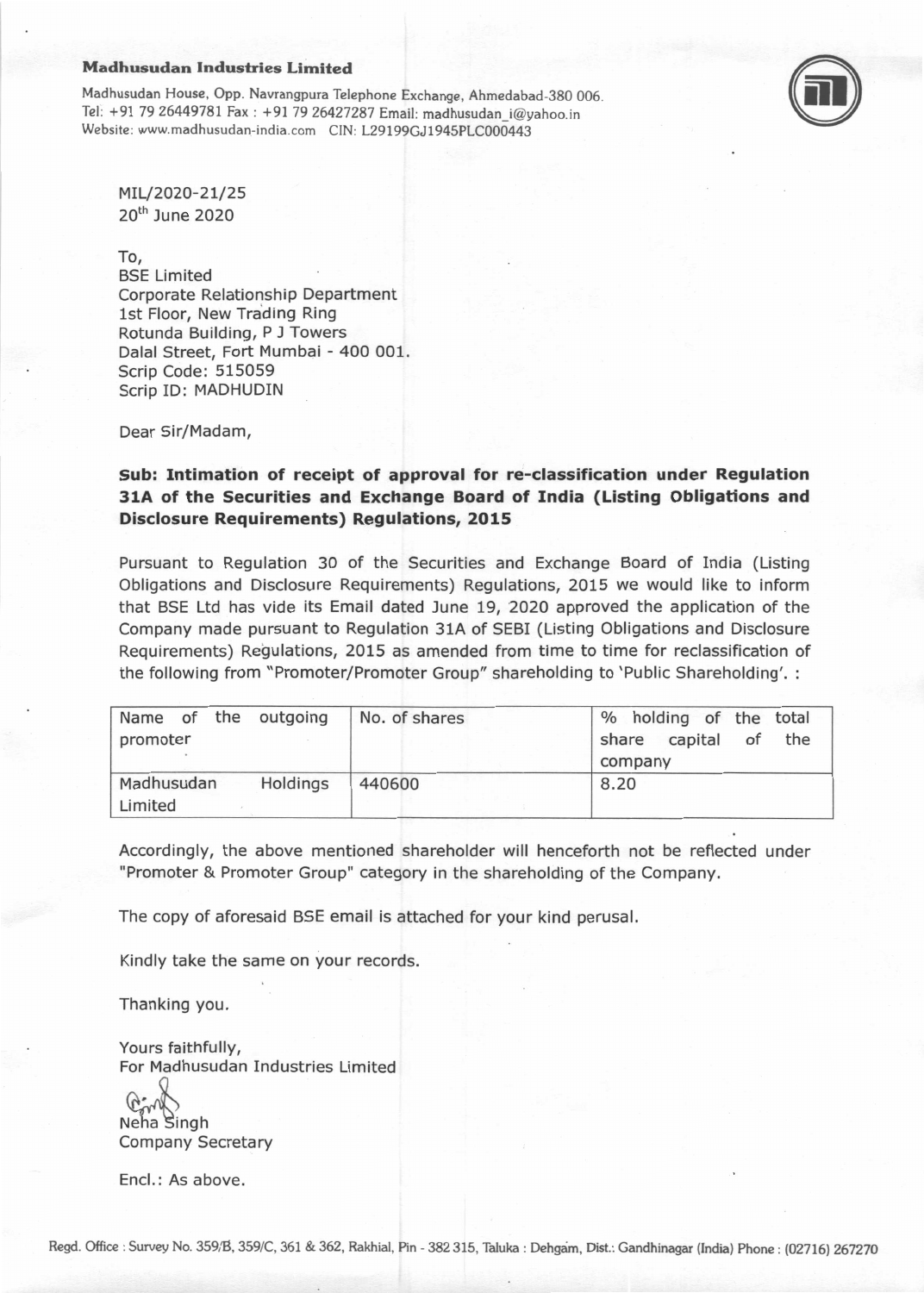**Madhusudan Industries Limited**

Madhusudan House, Opp. Navrangpura Telephone Exchange, Ahmedabad-380 006.
Tel: +91 79 26449781 Fax : +91 79 26427287 Email: madhusudan_i@yahoo.in
Website: www.madhusudan-india.com CIN: L29199GJ1945PLC000443

MIL/2020-21/25
20th June 2020

To,
BSE Limited
Corporate Relationship Department
1st Floor, New Trading Ring
Rotunda Building, P J Towers
Dalal Street, Fort Mumbai - 400 001.
Scrip Code: 515059
Scrip ID: MADHUDIN

Dear Sir/Madam,

**Sub: Intimation of receipt of approval for re-classification under Regulation 31A of the Securities and Exchange Board of India (Listing Obligations and Disclosure Requirements) Regulations, 2015**

Pursuant to Regulation 30 of the Securities and Exchange Board of India (Listing Obligations and Disclosure Requirements) Regulations, 2015 we would like to inform that BSE Ltd has vide its Email dated June 19, 2020 approved the application of the Company made pursuant to Regulation 31A of SEBI (Listing Obligations and Disclosure Requirements) Regulations, 2015 as amended from time to time for reclassification of the following from "Promoter/Promoter Group" shareholding to 'Public Shareholding'. :

| Name of the outgoing promoter | No. of shares | % holding of the total share capital of the company |
|---|---|---|
| Madhusudan Holdings Limited | 440600 | 8.20 |

Accordingly, the above mentioned shareholder will henceforth not be reflected under "Promoter & Promoter Group" category in the shareholding of the Company.

The copy of aforesaid BSE email is attached for your kind perusal.

Kindly take the same on your records.

Thanking you.

Yours faithfully,
For Madhusudan Industries Limited

Neha Singh
Company Secretary

Encl.: As above.

Regd. Office : Survey No. 359/B, 359/C, 361 & 362, Rakhial, Pin - 382 315, Taluka : Dehgam, Dist.: Gandhinagar (India) Phone : (02716) 267270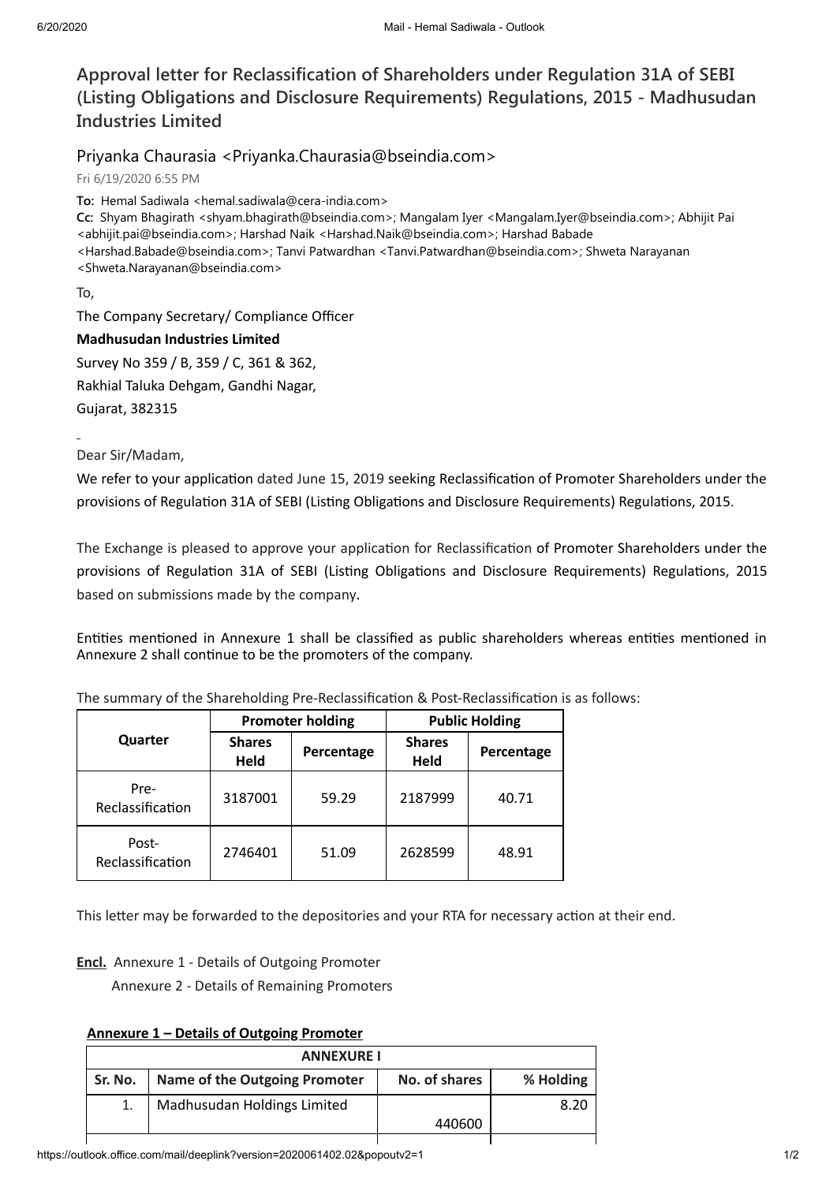# Approval letter for Reclassification of Shareholders under Regulation 31A of SEBI (Listing Obligations and Disclosure Requirements) Regulations, 2015 - Madhusudan Industries Limited

Priyanka Chaurasia <Priyanka.Chaurasia@bseindia.com>

Fri 6/19/2020 6:55 PM

**To:** Hemal Sadiwala <hemal.sadiwala@cera-india.com>

**Cc:** Shyam Bhagirath <shyam.bhagirath@bseindia.com>; Mangalam Iyer <Mangalam.Iyer@bseindia.com>; Abhijit Pai <abhijit.pai@bseindia.com>; Harshad Naik <Harshad.Naik@bseindia.com>; Harshad Babade <Harshad.Babade@bseindia.com>; Tanvi Patwardhan <Tanvi.Patwardhan@bseindia.com>; Shweta Narayanan <Shweta.Narayanan@bseindia.com>

To,

The Company Secretary/ Compliance Officer

**Madhusudan Industries Limited**

Survey No 359 / B, 359 / C, 361 & 362,

Rakhial Taluka Dehgam, Gandhi Nagar,

Gujarat, 382315

Dear Sir/Madam,

We refer to your application dated June 15, 2019 seeking Reclassification of Promoter Shareholders under the provisions of Regulation 31A of SEBI (Listing Obligations and Disclosure Requirements) Regulations, 2015.

The Exchange is pleased to approve your application for Reclassification of Promoter Shareholders under the provisions of Regulation 31A of SEBI (Listing Obligations and Disclosure Requirements) Regulations, 2015 based on submissions made by the company.

Entities mentioned in Annexure 1 shall be classified as public shareholders whereas entities mentioned in Annexure 2 shall continue to be the promoters of the company.

The summary of the Shareholding Pre-Reclassification & Post-Reclassification is as follows:

| Quarter | Promoter holding | | Public Holding | |
|---|---|---|---|---|
| | Shares Held | Percentage | Shares Held | Percentage |
| Pre-Reclassification | 3187001 | 59.29 | 2187999 | 40.71 |
| Post-Reclassification | 2746401 | 51.09 | 2628599 | 48.91 |

This letter may be forwarded to the depositories and your RTA for necessary action at their end.

**Encl.** Annexure 1 - Details of Outgoing Promoter

Annexure 2 - Details of Remaining Promoters

**Annexure 1 – Details of Outgoing Promoter**

| ANNEXURE I | | | |
|---|---|---|---|
| Sr. No. | Name of the Outgoing Promoter | No. of shares | % Holding |
| 1. | Madhusudan Holdings Limited | 440600 | 8.20 |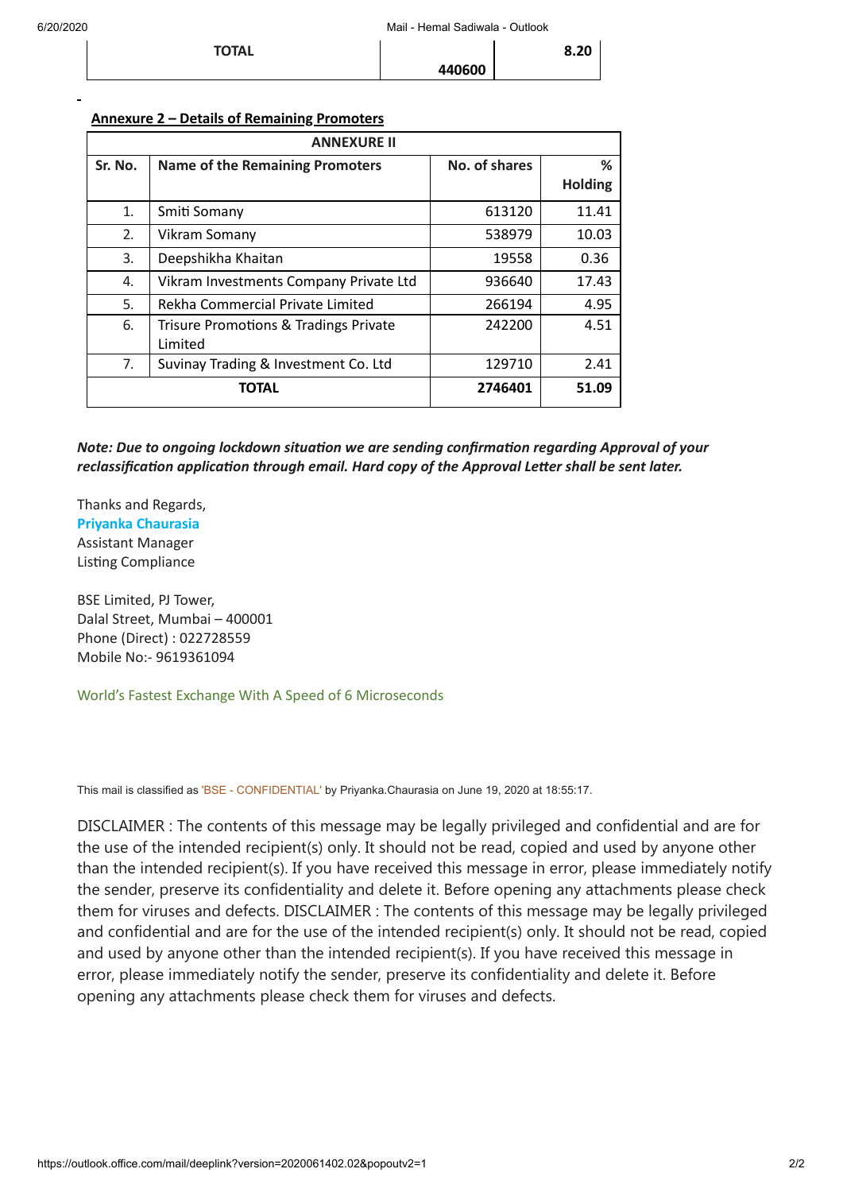| TOTAL | 440600 | 8.20 |
|---|---|---|

**Annexure 2 – Details of Remaining Promoters**

| ANNEXURE II | | | |
|---|---|---|---|
| **Sr. No.** | **Name of the Remaining Promoters** | **No. of shares** | **% Holding** |
| 1. | Smiti Somany | 613120 | 11.41 |
| 2. | Vikram Somany | 538979 | 10.03 |
| 3. | Deepshikha Khaitan | 19558 | 0.36 |
| 4. | Vikram Investments Company Private Ltd | 936640 | 17.43 |
| 5. | Rekha Commercial Private Limited | 266194 | 4.95 |
| 6. | Trisure Promotions & Tradings Private Limited | 242200 | 4.51 |
| 7. | Suvinay Trading & Investment Co. Ltd | 129710 | 2.41 |
| **TOTAL** | | **2746401** | **51.09** |

***Note: Due to ongoing lockdown situation we are sending confirmation regarding Approval of your reclassification application through email. Hard copy of the Approval Letter shall be sent later.***

Thanks and Regards,
**Priyanka Chaurasia**
Assistant Manager
Listing Compliance

BSE Limited, PJ Tower,
Dalal Street, Mumbai – 400001
Phone (Direct) : 022728559
Mobile No:- 9619361094

World's Fastest Exchange With A Speed of 6 Microseconds

This mail is classified as 'BSE - CONFIDENTIAL' by Priyanka.Chaurasia on June 19, 2020 at 18:55:17.

DISCLAIMER : The contents of this message may be legally privileged and confidential and are for the use of the intended recipient(s) only. It should not be read, copied and used by anyone other than the intended recipient(s). If you have received this message in error, please immediately notify the sender, preserve its confidentiality and delete it. Before opening any attachments please check them for viruses and defects. DISCLAIMER : The contents of this message may be legally privileged and confidential and are for the use of the intended recipient(s) only. It should not be read, copied and used by anyone other than the intended recipient(s). If you have received this message in error, please immediately notify the sender, preserve its confidentiality and delete it. Before opening any attachments please check them for viruses and defects.